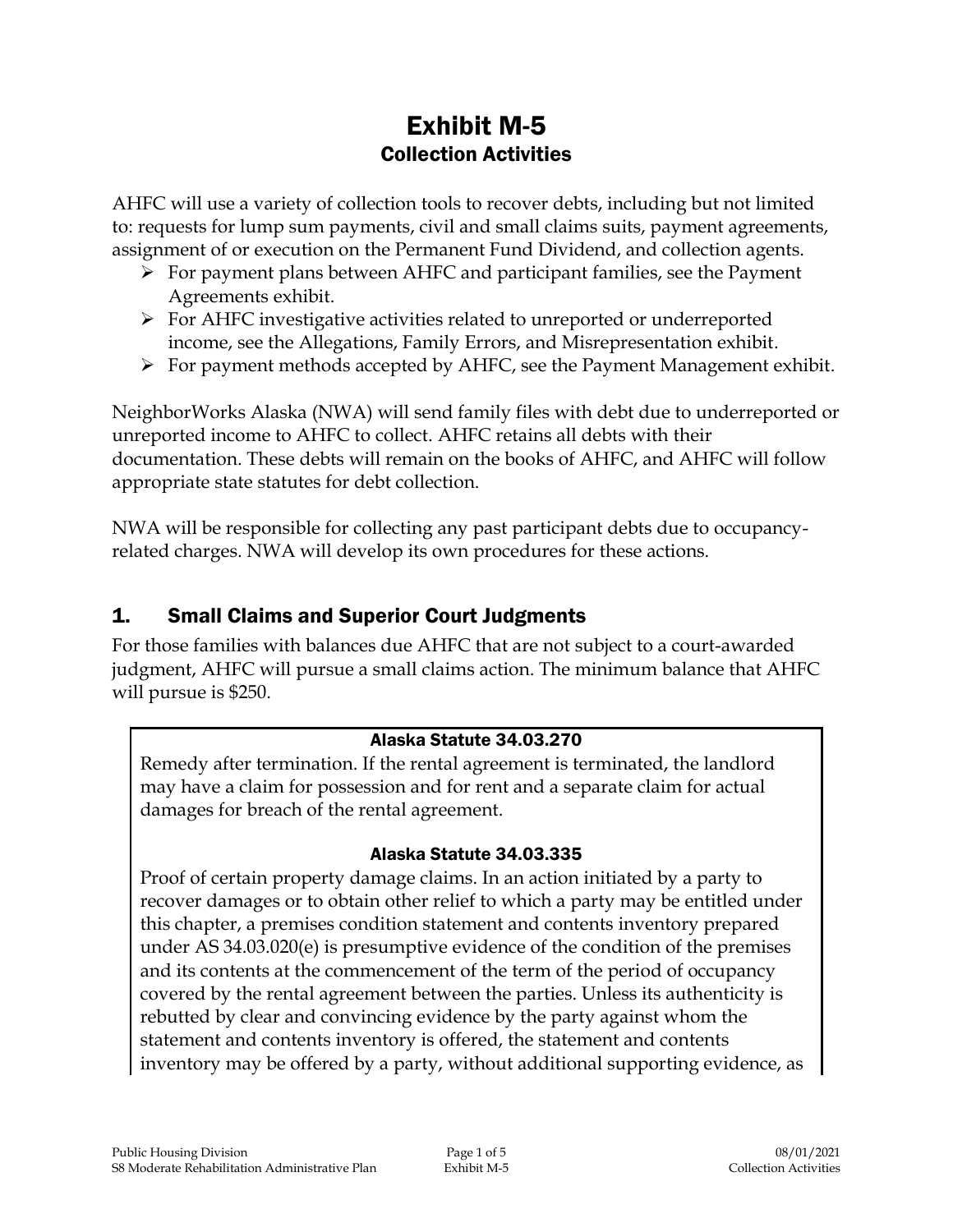# Exhibit M-5

## Collection Activities

AHFC will use a variety of collection tools to recover debts, including but not limited to: requests for lump sum payments, civil and small claims suits, payment agreements, assignment of or execution on the Permanent Fund Dividend, and collection agents.

- For payment plans between AHFC and participant families, see the Payment Agreements exhibit.
- For AHFC investigative activities related to unreported or underreported income, see the Allegations, Family Errors, and Misrepresentation exhibit.
- For payment methods accepted by AHFC, see the Payment Management exhibit.

NeighborWorks Alaska (NWA) will send family files with debt due to underreported or unreported income to AHFC to collect. AHFC retains all debts with their documentation. These debts will remain on the books of AHFC, and AHFC will follow appropriate state statutes for debt collection.

NWA will be responsible for collecting any past participant debts due to occupancy-related charges. NWA will develop its own procedures for these actions.

## 1. Small Claims and Superior Court Judgments

For those families with balances due AHFC that are not subject to a court-awarded judgment, AHFC will pursue a small claims action. The minimum balance that AHFC will pursue is $250.

**Alaska Statute 34.03.270**

Remedy after termination. If the rental agreement is terminated, the landlord may have a claim for possession and for rent and a separate claim for actual damages for breach of the rental agreement.

**Alaska Statute 34.03.335**

Proof of certain property damage claims. In an action initiated by a party to recover damages or to obtain other relief to which a party may be entitled under this chapter, a premises condition statement and contents inventory prepared under AS 34.03.020(e) is presumptive evidence of the condition of the premises and its contents at the commencement of the term of the period of occupancy covered by the rental agreement between the parties. Unless its authenticity is rebutted by clear and convincing evidence by the party against whom the statement and contents inventory is offered, the statement and contents inventory may be offered by a party, without additional supporting evidence, as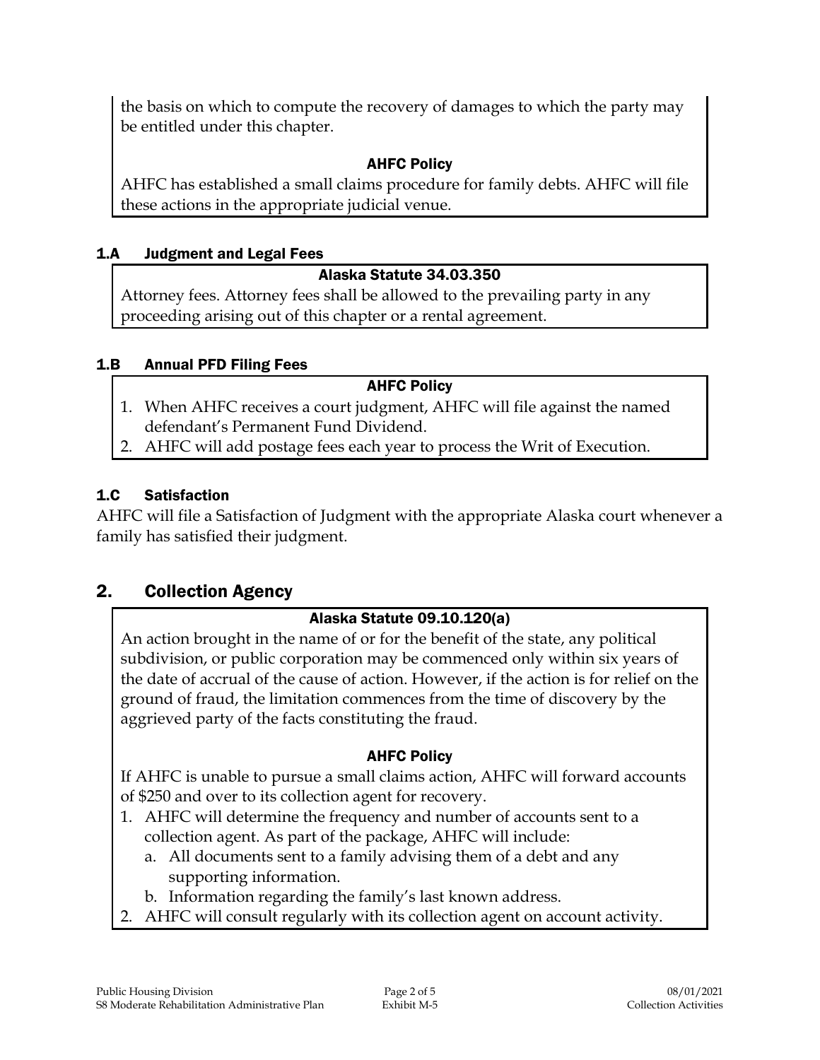the basis on which to compute the recovery of damages to which the party may be entitled under this chapter.

**AHFC Policy**

AHFC has established a small claims procedure for family debts. AHFC will file these actions in the appropriate judicial venue.

### 1.A Judgment and Legal Fees

**Alaska Statute 34.03.350**

Attorney fees. Attorney fees shall be allowed to the prevailing party in any proceeding arising out of this chapter or a rental agreement.

### 1.B Annual PFD Filing Fees

**AHFC Policy**

1. When AHFC receives a court judgment, AHFC will file against the named defendant's Permanent Fund Dividend.
2. AHFC will add postage fees each year to process the Writ of Execution.

### 1.C Satisfaction

AHFC will file a Satisfaction of Judgment with the appropriate Alaska court whenever a family has satisfied their judgment.

## 2. Collection Agency

**Alaska Statute 09.10.120(a)**

An action brought in the name of or for the benefit of the state, any political subdivision, or public corporation may be commenced only within six years of the date of accrual of the cause of action. However, if the action is for relief on the ground of fraud, the limitation commences from the time of discovery by the aggrieved party of the facts constituting the fraud.

**AHFC Policy**

If AHFC is unable to pursue a small claims action, AHFC will forward accounts of $250 and over to its collection agent for recovery.

1. AHFC will determine the frequency and number of accounts sent to a collection agent. As part of the package, AHFC will include:
   a. All documents sent to a family advising them of a debt and any supporting information.
   b. Information regarding the family's last known address.
2. AHFC will consult regularly with its collection agent on account activity.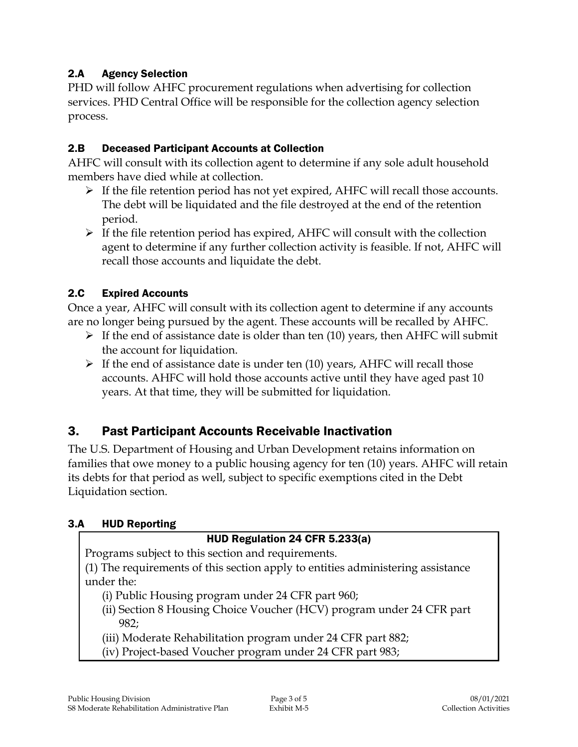### 2.A Agency Selection

PHD will follow AHFC procurement regulations when advertising for collection services. PHD Central Office will be responsible for the collection agency selection process.

### 2.B Deceased Participant Accounts at Collection

AHFC will consult with its collection agent to determine if any sole adult household members have died while at collection.

- If the file retention period has not yet expired, AHFC will recall those accounts. The debt will be liquidated and the file destroyed at the end of the retention period.
- If the file retention period has expired, AHFC will consult with the collection agent to determine if any further collection activity is feasible. If not, AHFC will recall those accounts and liquidate the debt.

### 2.C Expired Accounts

Once a year, AHFC will consult with its collection agent to determine if any accounts are no longer being pursued by the agent. These accounts will be recalled by AHFC.

- If the end of assistance date is older than ten (10) years, then AHFC will submit the account for liquidation.
- If the end of assistance date is under ten (10) years, AHFC will recall those accounts. AHFC will hold those accounts active until they have aged past 10 years. At that time, they will be submitted for liquidation.

## 3. Past Participant Accounts Receivable Inactivation

The U.S. Department of Housing and Urban Development retains information on families that owe money to a public housing agency for ten (10) years. AHFC will retain its debts for that period as well, subject to specific exemptions cited in the Debt Liquidation section.

### 3.A HUD Reporting

**HUD Regulation 24 CFR 5.233(a)**

Programs subject to this section and requirements.

(1) The requirements of this section apply to entities administering assistance under the:

(i) Public Housing program under 24 CFR part 960;

(ii) Section 8 Housing Choice Voucher (HCV) program under 24 CFR part 982;

(iii) Moderate Rehabilitation program under 24 CFR part 882;

(iv) Project-based Voucher program under 24 CFR part 983;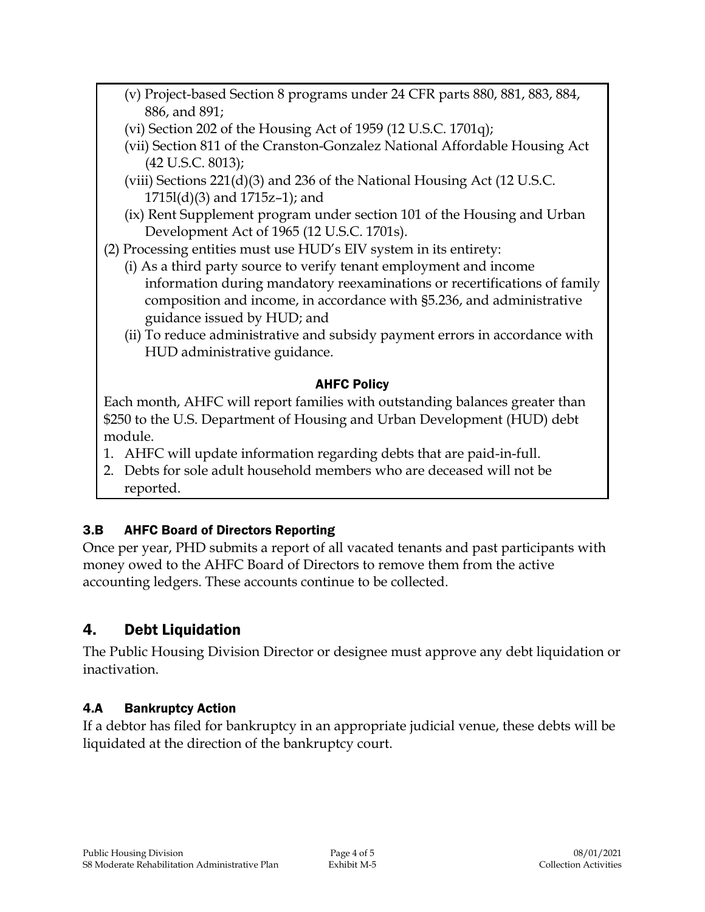(v) Project-based Section 8 programs under 24 CFR parts 880, 881, 883, 884, 886, and 891;

(vi) Section 202 of the Housing Act of 1959 (12 U.S.C. 1701q);

(vii) Section 811 of the Cranston-Gonzalez National Affordable Housing Act (42 U.S.C. 8013);

(viii) Sections 221(d)(3) and 236 of the National Housing Act (12 U.S.C. 1715l(d)(3) and 1715z–1); and

(ix) Rent Supplement program under section 101 of the Housing and Urban Development Act of 1965 (12 U.S.C. 1701s).

(2) Processing entities must use HUD's EIV system in its entirety:

(i) As a third party source to verify tenant employment and income information during mandatory reexaminations or recertifications of family composition and income, in accordance with §5.236, and administrative guidance issued by HUD; and

(ii) To reduce administrative and subsidy payment errors in accordance with HUD administrative guidance.

**AHFC Policy**

Each month, AHFC will report families with outstanding balances greater than $250 to the U.S. Department of Housing and Urban Development (HUD) debt module.

1. AHFC will update information regarding debts that are paid-in-full.
2. Debts for sole adult household members who are deceased will not be reported.

### 3.B AHFC Board of Directors Reporting

Once per year, PHD submits a report of all vacated tenants and past participants with money owed to the AHFC Board of Directors to remove them from the active accounting ledgers. These accounts continue to be collected.

## 4. Debt Liquidation

The Public Housing Division Director or designee must approve any debt liquidation or inactivation.

### 4.A Bankruptcy Action

If a debtor has filed for bankruptcy in an appropriate judicial venue, these debts will be liquidated at the direction of the bankruptcy court.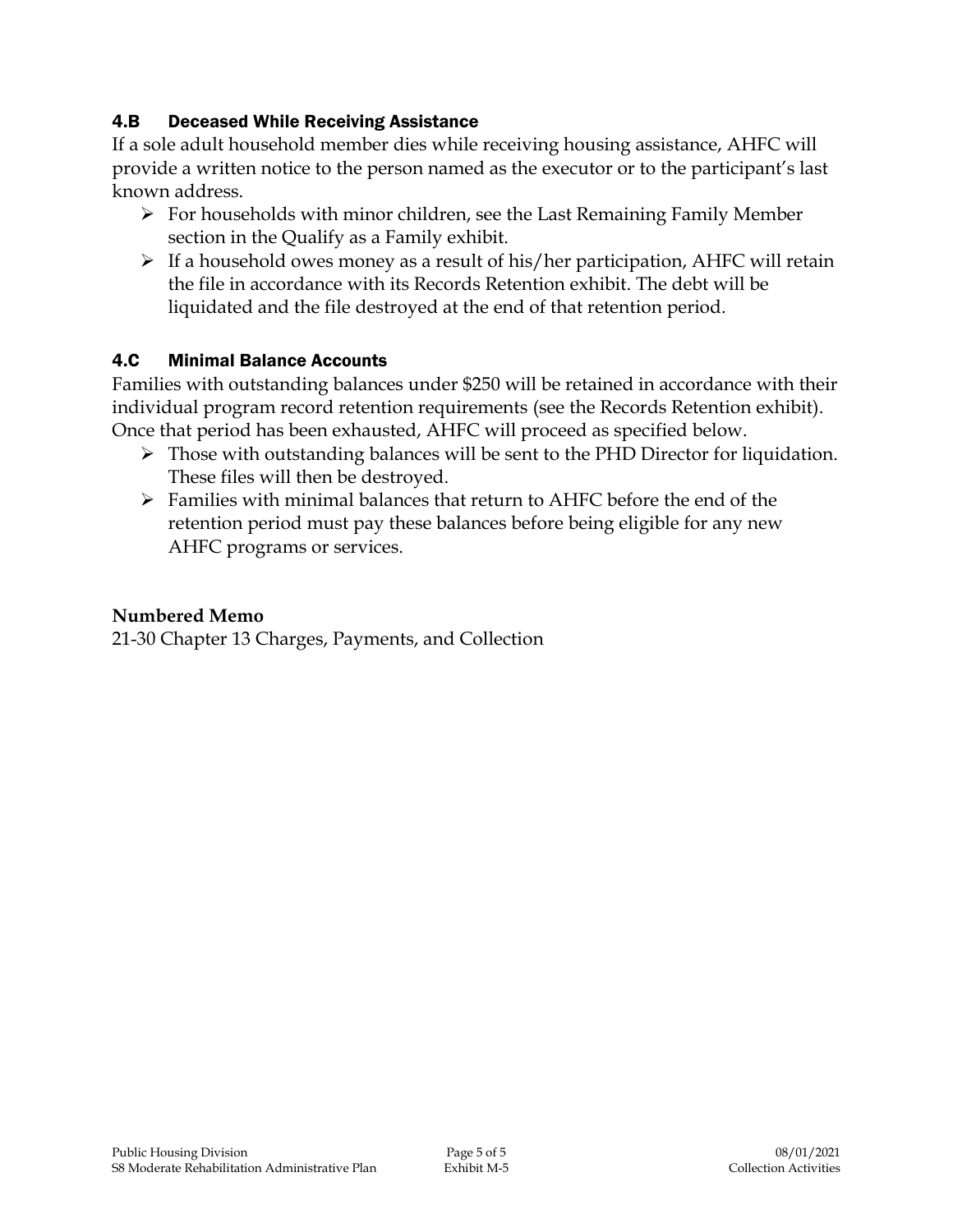### 4.B Deceased While Receiving Assistance

If a sole adult household member dies while receiving housing assistance, AHFC will provide a written notice to the person named as the executor or to the participant's last known address.

- For households with minor children, see the Last Remaining Family Member section in the Qualify as a Family exhibit.
- If a household owes money as a result of his/her participation, AHFC will retain the file in accordance with its Records Retention exhibit. The debt will be liquidated and the file destroyed at the end of that retention period.

### 4.C Minimal Balance Accounts

Families with outstanding balances under $250 will be retained in accordance with their individual program record retention requirements (see the Records Retention exhibit). Once that period has been exhausted, AHFC will proceed as specified below.

- Those with outstanding balances will be sent to the PHD Director for liquidation. These files will then be destroyed.
- Families with minimal balances that return to AHFC before the end of the retention period must pay these balances before being eligible for any new AHFC programs or services.

**Numbered Memo**

21-30 Chapter 13 Charges, Payments, and Collection